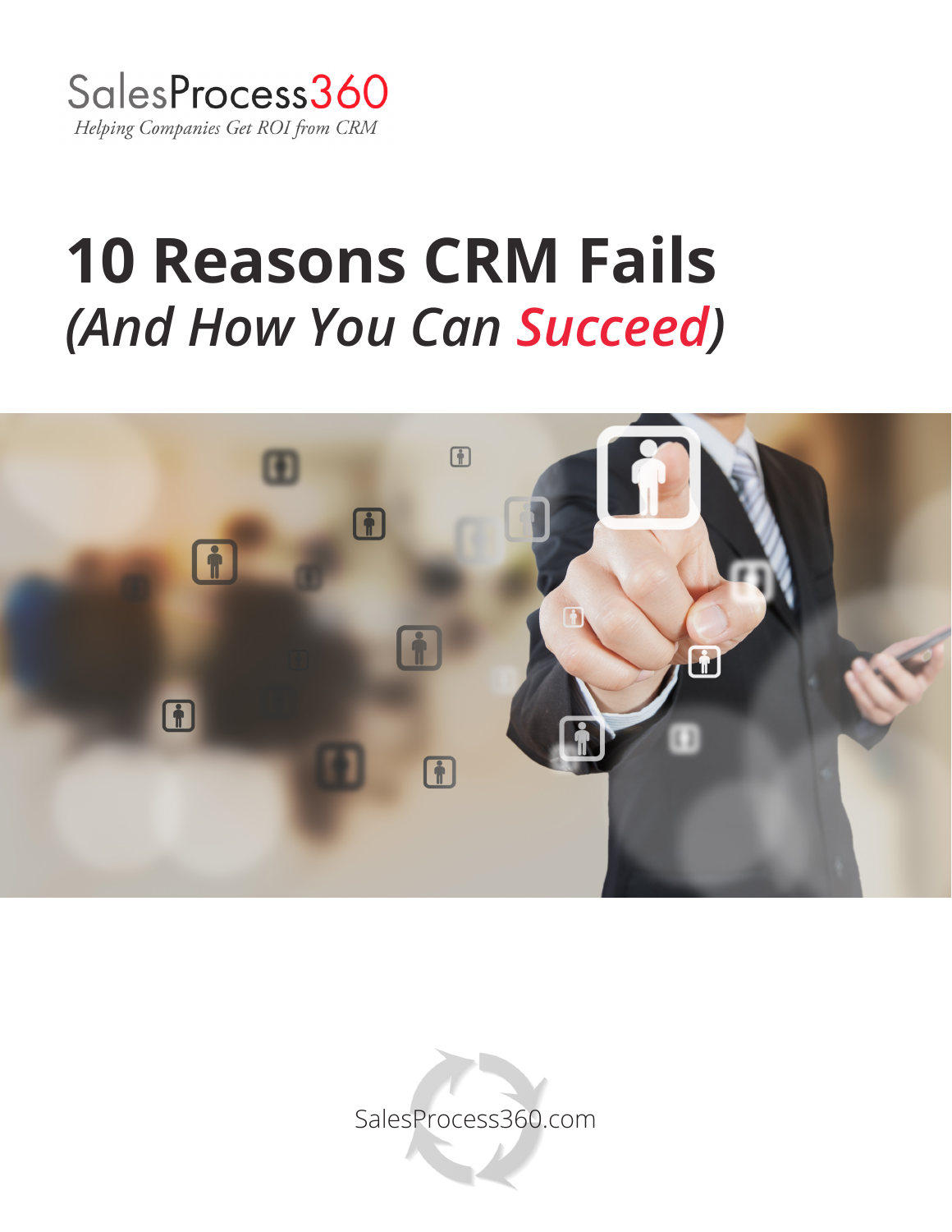SalesProcess360

*Helping Companies Get ROI from CRM*

# 10 Reasons CRM Fails

## *(And How You Can Succeed)*

SalesProcess360.com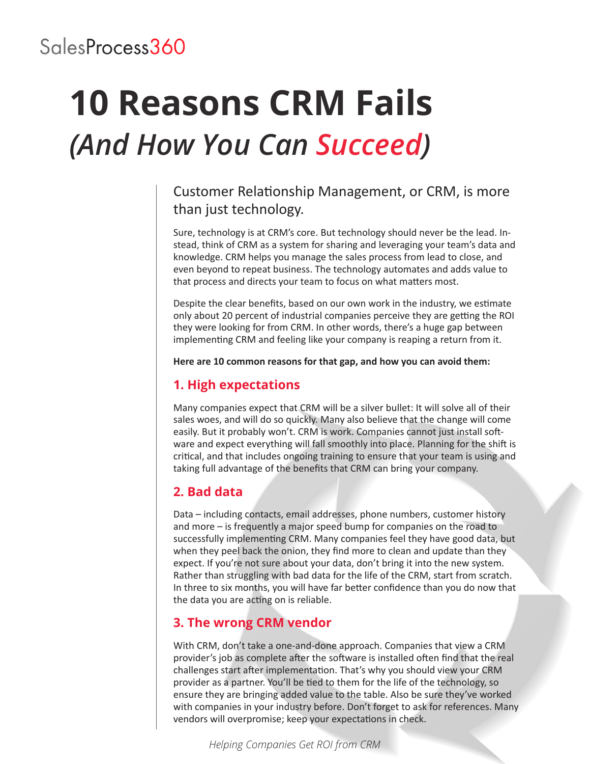SalesProcess360

# 10 Reasons CRM Fails

## *(And How You Can Succeed)*

Customer Relationship Management, or CRM, is more than just technology.

Sure, technology is at CRM's core. But technology should never be the lead. Instead, think of CRM as a system for sharing and leveraging your team's data and knowledge. CRM helps you manage the sales process from lead to close, and even beyond to repeat business. The technology automates and adds value to that process and directs your team to focus on what matters most.

Despite the clear benefits, based on our own work in the industry, we estimate only about 20 percent of industrial companies perceive they are getting the ROI they were looking for from CRM. In other words, there's a huge gap between implementing CRM and feeling like your company is reaping a return from it.

**Here are 10 common reasons for that gap, and how you can avoid them:**

### 1. High expectations

Many companies expect that CRM will be a silver bullet: It will solve all of their sales woes, and will do so quickly. Many also believe that the change will come easily. But it probably won't. CRM is work. Companies cannot just install software and expect everything will fall smoothly into place. Planning for the shift is critical, and that includes ongoing training to ensure that your team is using and taking full advantage of the benefits that CRM can bring your company.

### 2. Bad data

Data – including contacts, email addresses, phone numbers, customer history and more – is frequently a major speed bump for companies on the road to successfully implementing CRM. Many companies feel they have good data, but when they peel back the onion, they find more to clean and update than they expect. If you're not sure about your data, don't bring it into the new system. Rather than struggling with bad data for the life of the CRM, start from scratch. In three to six months, you will have far better confidence than you do now that the data you are acting on is reliable.

### 3. The wrong CRM vendor

With CRM, don't take a one-and-done approach. Companies that view a CRM provider's job as complete after the software is installed often find that the real challenges start after implementation. That's why you should view your CRM provider as a partner. You'll be tied to them for the life of the technology, so ensure they are bringing added value to the table. Also be sure they've worked with companies in your industry before. Don't forget to ask for references. Many vendors will overpromise; keep your expectations in check.

*Helping Companies Get ROI from CRM*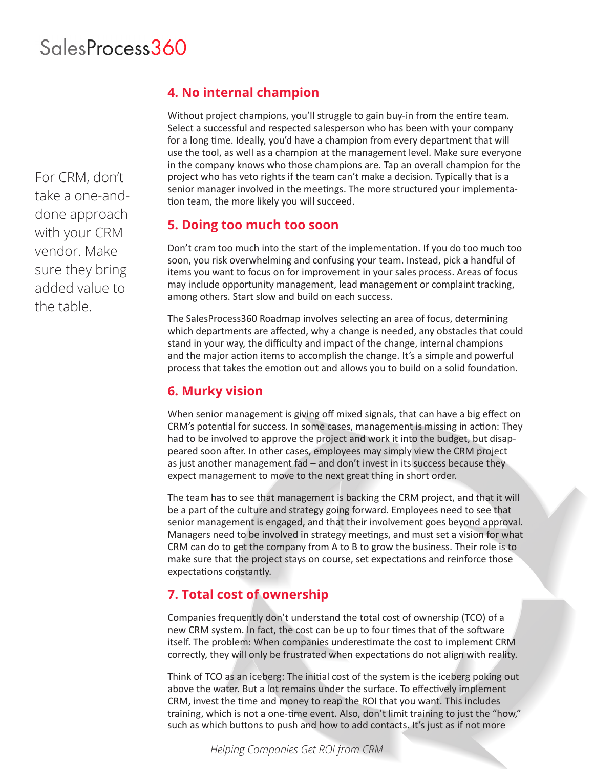For CRM, don't take a one-and-done approach with your CRM vendor. Make sure they bring added value to the table.

## 4. No internal champion

Without project champions, you'll struggle to gain buy-in from the entire team. Select a successful and respected salesperson who has been with your company for a long time. Ideally, you'd have a champion from every department that will use the tool, as well as a champion at the management level. Make sure everyone in the company knows who those champions are. Tap an overall champion for the project who has veto rights if the team can't make a decision. Typically that is a senior manager involved in the meetings. The more structured your implementation team, the more likely you will succeed.

## 5. Doing too much too soon

Don't cram too much into the start of the implementation. If you do too much too soon, you risk overwhelming and confusing your team. Instead, pick a handful of items you want to focus on for improvement in your sales process. Areas of focus may include opportunity management, lead management or complaint tracking, among others. Start slow and build on each success.

The SalesProcess360 Roadmap involves selecting an area of focus, determining which departments are affected, why a change is needed, any obstacles that could stand in your way, the difficulty and impact of the change, internal champions and the major action items to accomplish the change. It's a simple and powerful process that takes the emotion out and allows you to build on a solid foundation.

## 6. Murky vision

When senior management is giving off mixed signals, that can have a big effect on CRM's potential for success. In some cases, management is missing in action: They had to be involved to approve the project and work it into the budget, but disappeared soon after. In other cases, employees may simply view the CRM project as just another management fad – and don't invest in its success because they expect management to move to the next great thing in short order.

The team has to see that management is backing the CRM project, and that it will be a part of the culture and strategy going forward. Employees need to see that senior management is engaged, and that their involvement goes beyond approval. Managers need to be involved in strategy meetings, and must set a vision for what CRM can do to get the company from A to B to grow the business. Their role is to make sure that the project stays on course, set expectations and reinforce those expectations constantly.

## 7. Total cost of ownership

Companies frequently don't understand the total cost of ownership (TCO) of a new CRM system. In fact, the cost can be up to four times that of the software itself. The problem: When companies underestimate the cost to implement CRM correctly, they will only be frustrated when expectations do not align with reality.

Think of TCO as an iceberg: The initial cost of the system is the iceberg poking out above the water. But a lot remains under the surface. To effectively implement CRM, invest the time and money to reap the ROI that you want. This includes training, which is not a one-time event. Also, don't limit training to just the "how," such as which buttons to push and how to add contacts. It's just as if not more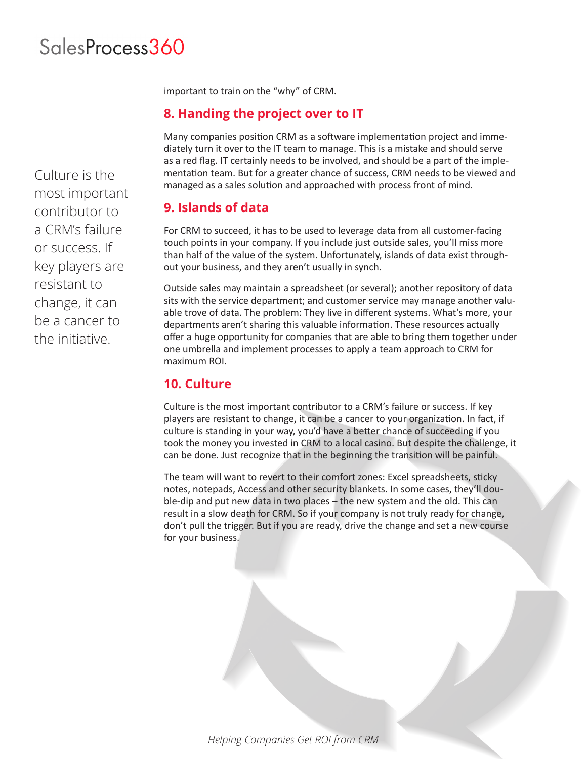important to train on the “why” of CRM.

## 8. Handing the project over to IT

Many companies position CRM as a software implementation project and immediately turn it over to the IT team to manage. This is a mistake and should serve as a red flag. IT certainly needs to be involved, and should be a part of the implementation team. But for a greater chance of success, CRM needs to be viewed and managed as a sales solution and approached with process front of mind.

## 9. Islands of data

For CRM to succeed, it has to be used to leverage data from all customer-facing touch points in your company. If you include just outside sales, you’ll miss more than half of the value of the system. Unfortunately, islands of data exist throughout your business, and they aren’t usually in synch.

Outside sales may maintain a spreadsheet (or several); another repository of data sits with the service department; and customer service may manage another valuable trove of data. The problem: They live in different systems. What’s more, your departments aren’t sharing this valuable information. These resources actually offer a huge opportunity for companies that are able to bring them together under one umbrella and implement processes to apply a team approach to CRM for maximum ROI.

## 10. Culture

Culture is the most important contributor to a CRM’s failure or success. If key players are resistant to change, it can be a cancer to your organization. In fact, if culture is standing in your way, you’d have a better chance of succeeding if you took the money you invested in CRM to a local casino. But despite the challenge, it can be done. Just recognize that in the beginning the transition will be painful.

The team will want to revert to their comfort zones: Excel spreadsheets, sticky notes, notepads, Access and other security blankets. In some cases, they’ll double-dip and put new data in two places – the new system and the old. This can result in a slow death for CRM. So if your company is not truly ready for change, don’t pull the trigger. But if you are ready, drive the change and set a new course for your business.

> Culture is the most important contributor to a CRM’s failure or success. If key players are resistant to change, it can be a cancer to the initiative.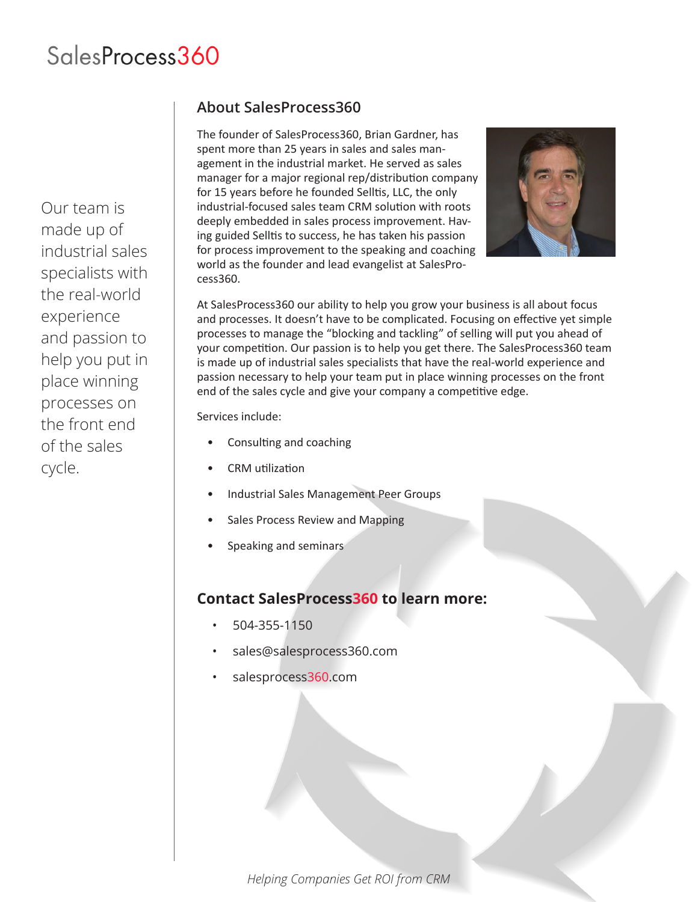# SalesProcess360

Our team is made up of industrial sales specialists with the real-world experience and passion to help you put in place winning processes on the front end of the sales cycle.

## About SalesProcess360

The founder of SalesProcess360, Brian Gardner, has spent more than 25 years in sales and sales management in the industrial market. He served as sales manager for a major regional rep/distribution company for 15 years before he founded Selltis, LLC, the only industrial-focused sales team CRM solution with roots deeply embedded in sales process improvement. Having guided Selltis to success, he has taken his passion for process improvement to the speaking and coaching world as the founder and lead evangelist at SalesProcess360.

At SalesProcess360 our ability to help you grow your business is all about focus and processes. It doesn't have to be complicated. Focusing on effective yet simple processes to manage the "blocking and tackling" of selling will put you ahead of your competition. Our passion is to help you get there. The SalesProcess360 team is made up of industrial sales specialists that have the real-world experience and passion necessary to help your team put in place winning processes on the front end of the sales cycle and give your company a competitive edge.

Services include:

- Consulting and coaching
- CRM utilization
- Industrial Sales Management Peer Groups
- Sales Process Review and Mapping
- Speaking and seminars

### Contact SalesProcess360 to learn more:

- 504-355-1150
- sales@salesprocess360.com
- salesprocess360.com

*Helping Companies Get ROI from CRM*